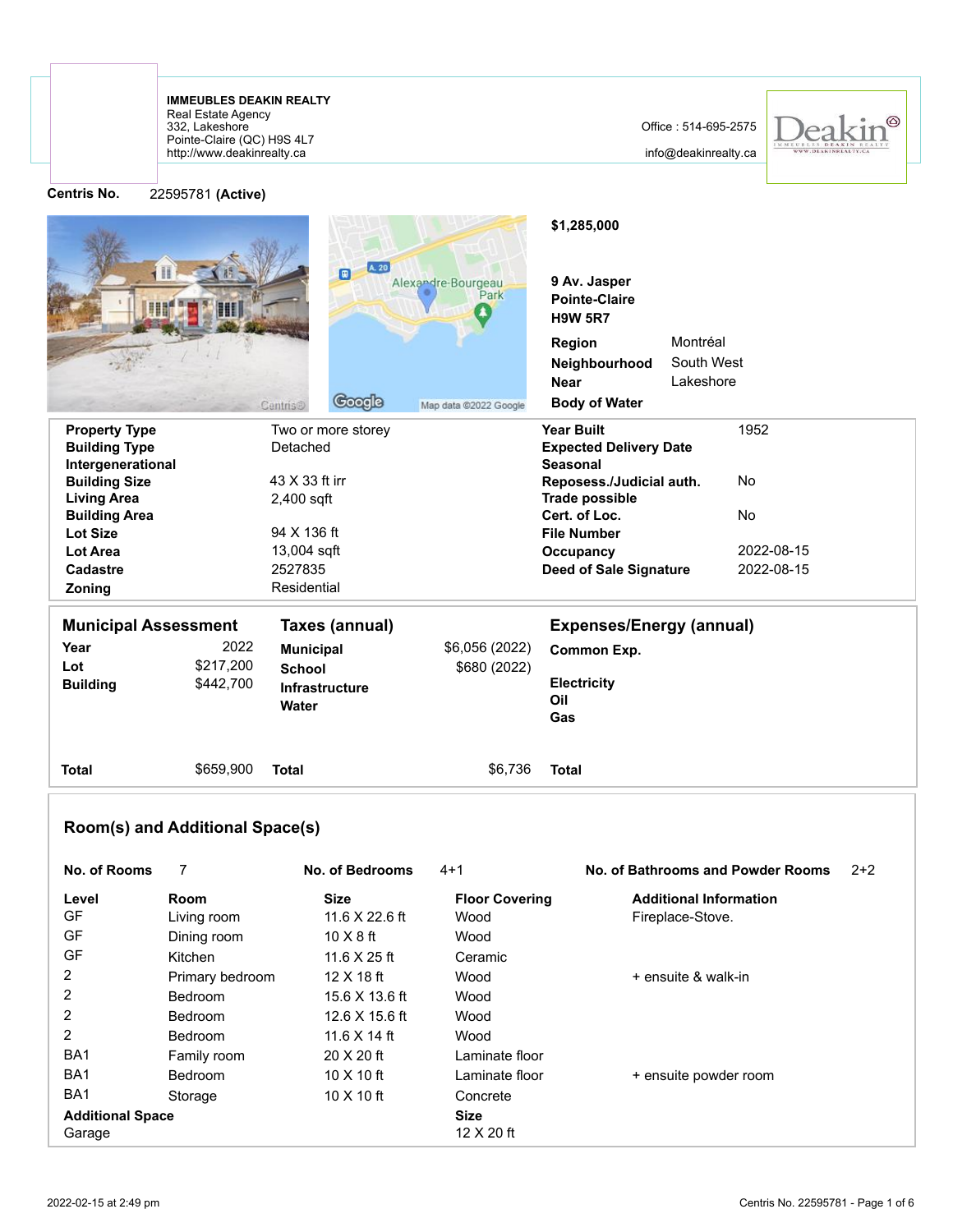**IMMEUBLES DEAKIN REALTY**
Real Estate Agency
332, Lakeshore
Pointe-Claire (QC) H9S 4L7
http://www.deakinrealty.ca

Office : 514-695-2575
info@deakinrealty.ca

**Centris No.** 22595781 **(Active)**

**$1,285,000**

**9 Av. Jasper**
**Pointe-Claire**
**H9W 5R7**

| | |
|---|---|
| **Region** | Montréal |
| **Neighbourhood** | South West |
| **Near** | Lakeshore |
| **Body of Water** | |

| | | | |
|---|---|---|---|
| **Property Type** | Two or more storey | **Year Built** | 1952 |
| **Building Type** | Detached | **Expected Delivery Date** | |
| **Intergenerational** | | **Seasonal** | |
| **Building Size** | 43 X 33 ft irr | **Reposess./Judicial auth.** | No |
| **Living Area** | 2,400 sqft | **Trade possible** | |
| **Building Area** | | **Cert. of Loc.** | No |
| **Lot Size** | 94 X 136 ft | **File Number** | |
| **Lot Area** | 13,004 sqft | **Occupancy** | 2022-08-15 |
| **Cadastre** | 2527835 | **Deed of Sale Signature** | 2022-08-15 |
| **Zoning** | Residential | | |

| **Municipal Assessment** | | **Taxes (annual)** | | **Expenses/Energy (annual)** | |
|---|---|---|---|---|---|
| **Year** | 2022 | **Municipal** | $6,056 (2022) | **Common Exp.** | |
| **Lot** | $217,200 | **School** | $680 (2022) | | |
| **Building** | $442,700 | **Infrastructure** | | **Electricity** | |
| | | **Water** | | **Oil** | |
| | | | | **Gas** | |
| **Total** | $659,900 | **Total** | $6,736 | **Total** | |

## Room(s) and Additional Space(s)

**No. of Rooms** 7 **No. of Bedrooms** 4+1 **No. of Bathrooms and Powder Rooms** 2+2

| Level | Room | Size | Floor Covering | Additional Information |
|---|---|---|---|---|
| GF | Living room | 11.6 X 22.6 ft | Wood | Fireplace-Stove. |
| GF | Dining room | 10 X 8 ft | Wood | |
| GF | Kitchen | 11.6 X 25 ft | Ceramic | |
| 2 | Primary bedroom | 12 X 18 ft | Wood | + ensuite & walk-in |
| 2 | Bedroom | 15.6 X 13.6 ft | Wood | |
| 2 | Bedroom | 12.6 X 15.6 ft | Wood | |
| 2 | Bedroom | 11.6 X 14 ft | Wood | |
| BA1 | Family room | 20 X 20 ft | Laminate floor | |
| BA1 | Bedroom | 10 X 10 ft | Laminate floor | + ensuite powder room |
| BA1 | Storage | 10 X 10 ft | Concrete | |

| Additional Space | Size |
|---|---|
| Garage | 12 X 20 ft |

2022-02-15 at 2:49 pm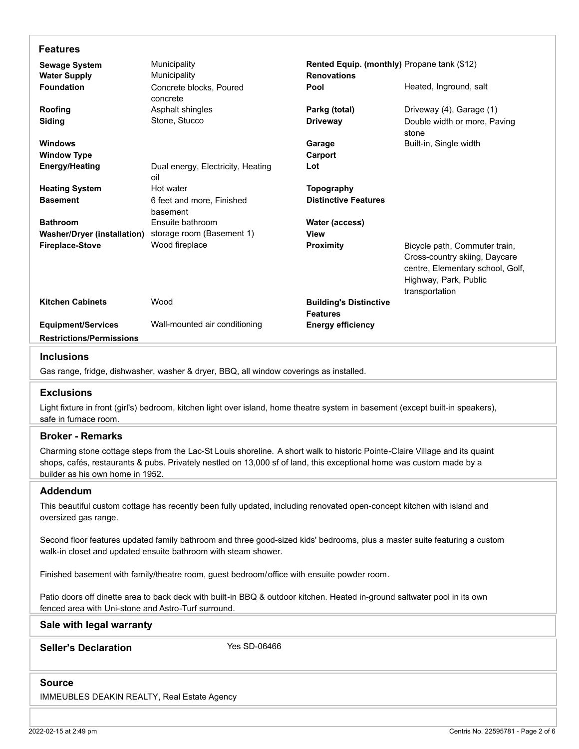## Features

| | | | |
|---|---|---|---|
| **Sewage System** | Municipality | **Rented Equip. (monthly)** | Propane tank ($12) |
| **Water Supply** | Municipality | **Renovations** | |
| **Foundation** | Concrete blocks, Poured concrete | **Pool** | Heated, Inground, salt |
| **Roofing** | Asphalt shingles | **Parkg (total)** | Driveway (4), Garage (1) |
| **Siding** | Stone, Stucco | **Driveway** | Double width or more, Paving stone |
| **Windows** | | **Garage** | Built-in, Single width |
| **Window Type** | | **Carport** | |
| **Energy/Heating** | Dual energy, Electricity, Heating oil | **Lot** | |
| **Heating System** | Hot water | **Topography** | |
| **Basement** | 6 feet and more, Finished basement | **Distinctive Features** | |
| **Bathroom** | Ensuite bathroom | **Water (access)** | |
| **Washer/Dryer (installation)** | storage room (Basement 1) | **View** | |
| **Fireplace-Stove** | Wood fireplace | **Proximity** | Bicycle path, Commuter train, Cross-country skiing, Daycare centre, Elementary school, Golf, Highway, Park, Public transportation |
| **Kitchen Cabinets** | Wood | **Building's Distinctive Features** | |
| **Equipment/Services** | Wall-mounted air conditioning | **Energy efficiency** | |
| **Restrictions/Permissions** | | | |

## Inclusions

Gas range, fridge, dishwasher, washer & dryer, BBQ, all window coverings as installed.

## Exclusions

Light fixture in front (girl's) bedroom, kitchen light over island, home theatre system in basement (except built-in speakers), safe in furnace room.

## Broker - Remarks

Charming stone cottage steps from the Lac-St Louis shoreline. A short walk to historic Pointe-Claire Village and its quaint shops, cafés, restaurants & pubs. Privately nestled on 13,000 sf of land, this exceptional home was custom made by a builder as his own home in 1952.

## Addendum

This beautiful custom cottage has recently been fully updated, including renovated open-concept kitchen with island and oversized gas range.

Second floor features updated family bathroom and three good-sized kids' bedrooms, plus a master suite featuring a custom walk-in closet and updated ensuite bathroom with steam shower.

Finished basement with family/theatre room, guest bedroom/office with ensuite powder room.

Patio doors off dinette area to back deck with built-in BBQ & outdoor kitchen. Heated in-ground saltwater pool in its own fenced area with Uni-stone and Astro-Turf surround.

## Sale with legal warranty

## Seller's Declaration

Yes SD-06466

## Source

IMMEUBLES DEAKIN REALTY, Real Estate Agency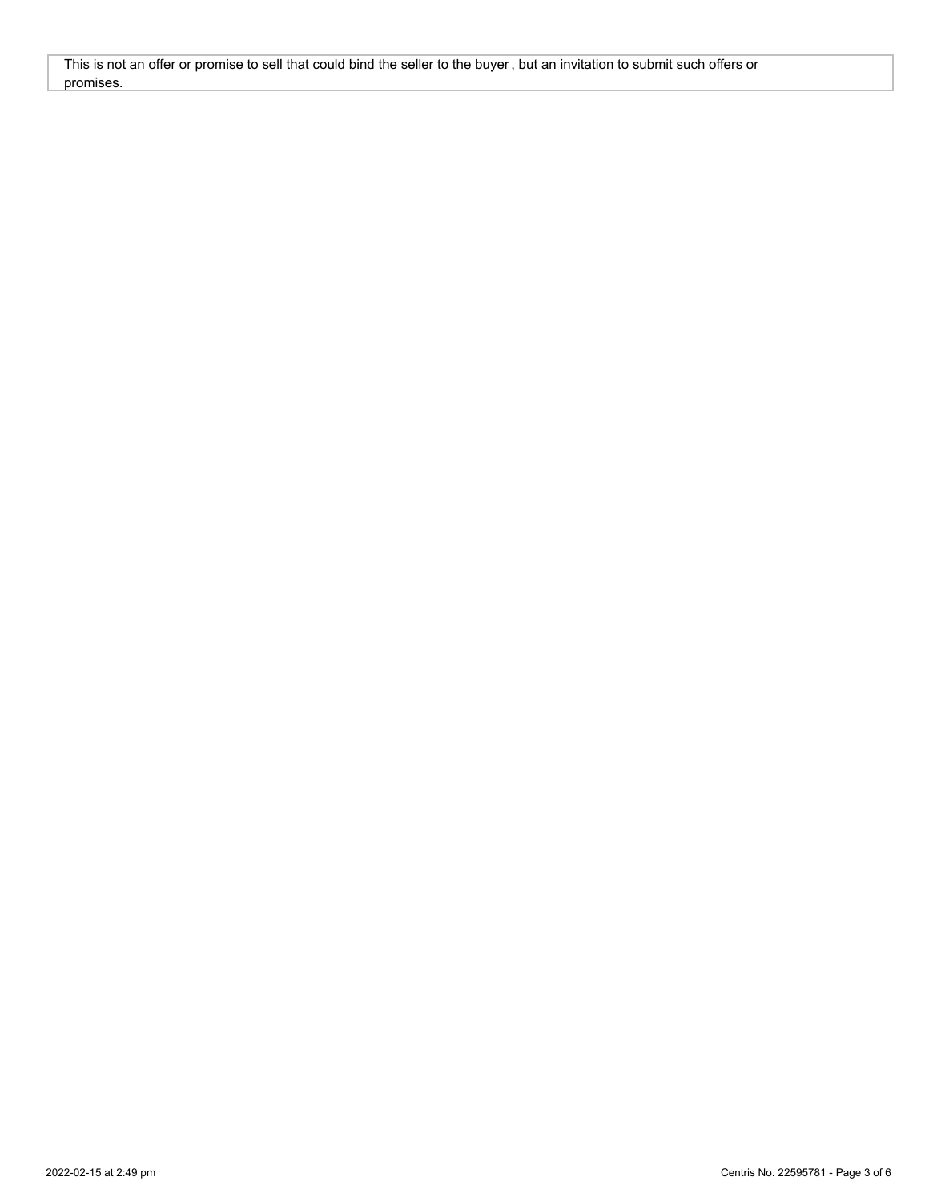This is not an offer or promise to sell that could bind the seller to the buyer, but an invitation to submit such offers or promises.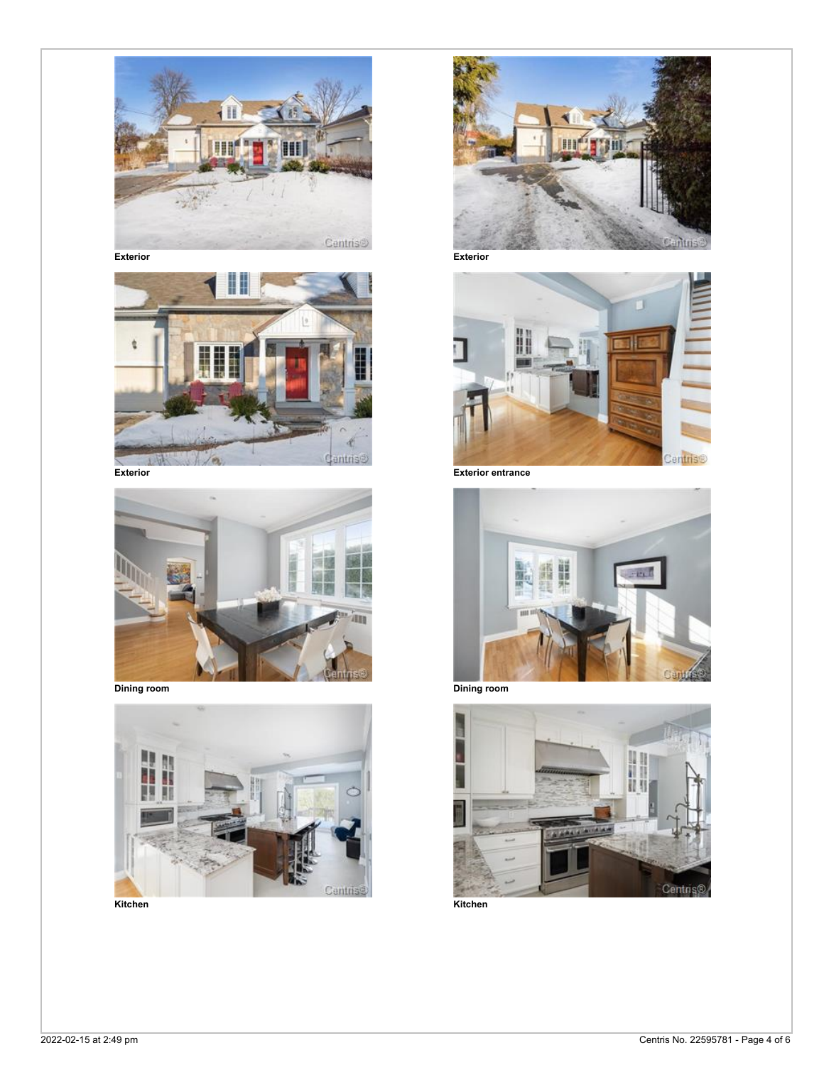Exterior

Exterior

Exterior

Exterior entrance

Dining room

Dining room

Kitchen

Kitchen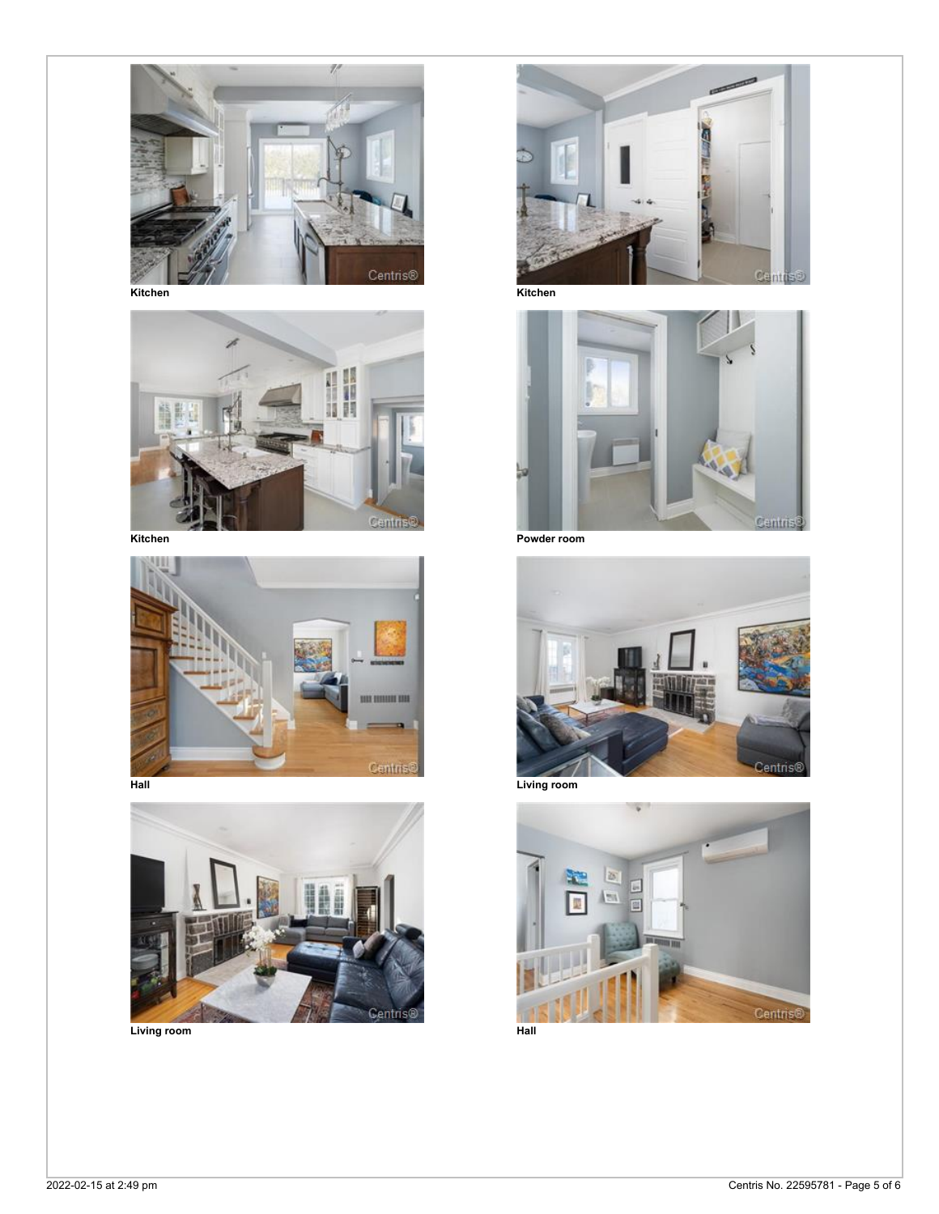Kitchen

Kitchen

Kitchen

Powder room

Hall

Living room

Living room

Hall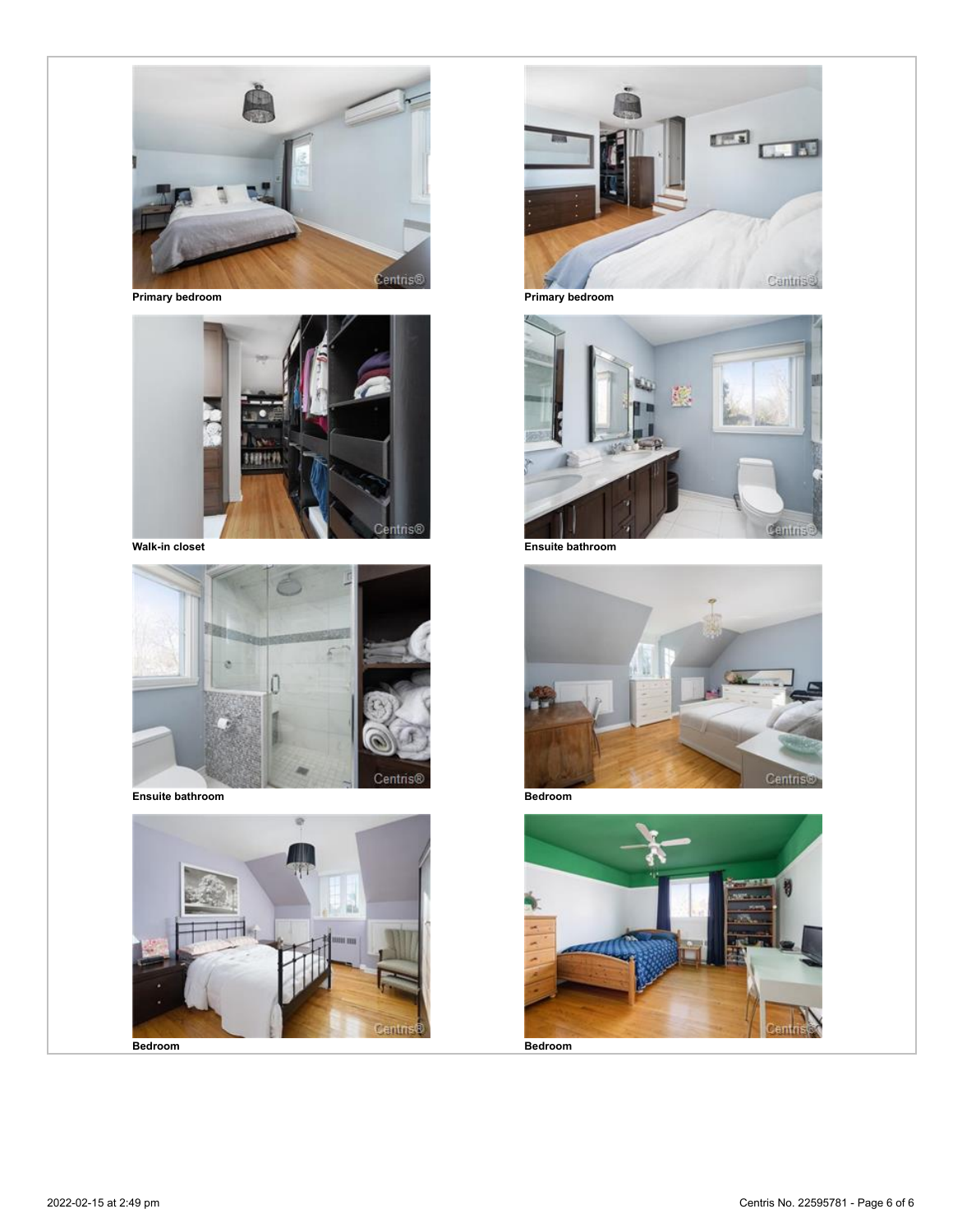Primary bedroom

Primary bedroom

Walk-in closet

Ensuite bathroom

Ensuite bathroom

Bedroom

Bedroom

Bedroom